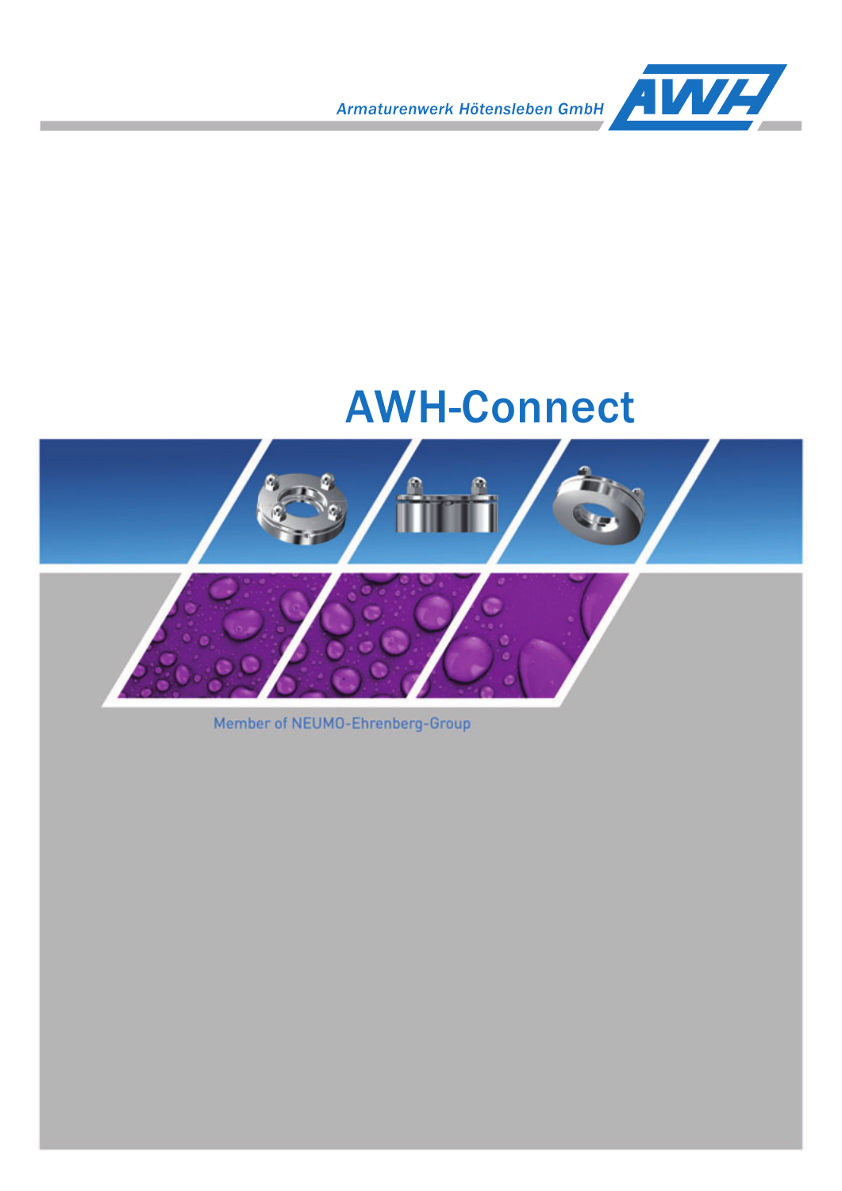Armaturenwerk Hötensleben GmbH

# AWH-Connect

Member of NEUMO-Ehrenberg-Group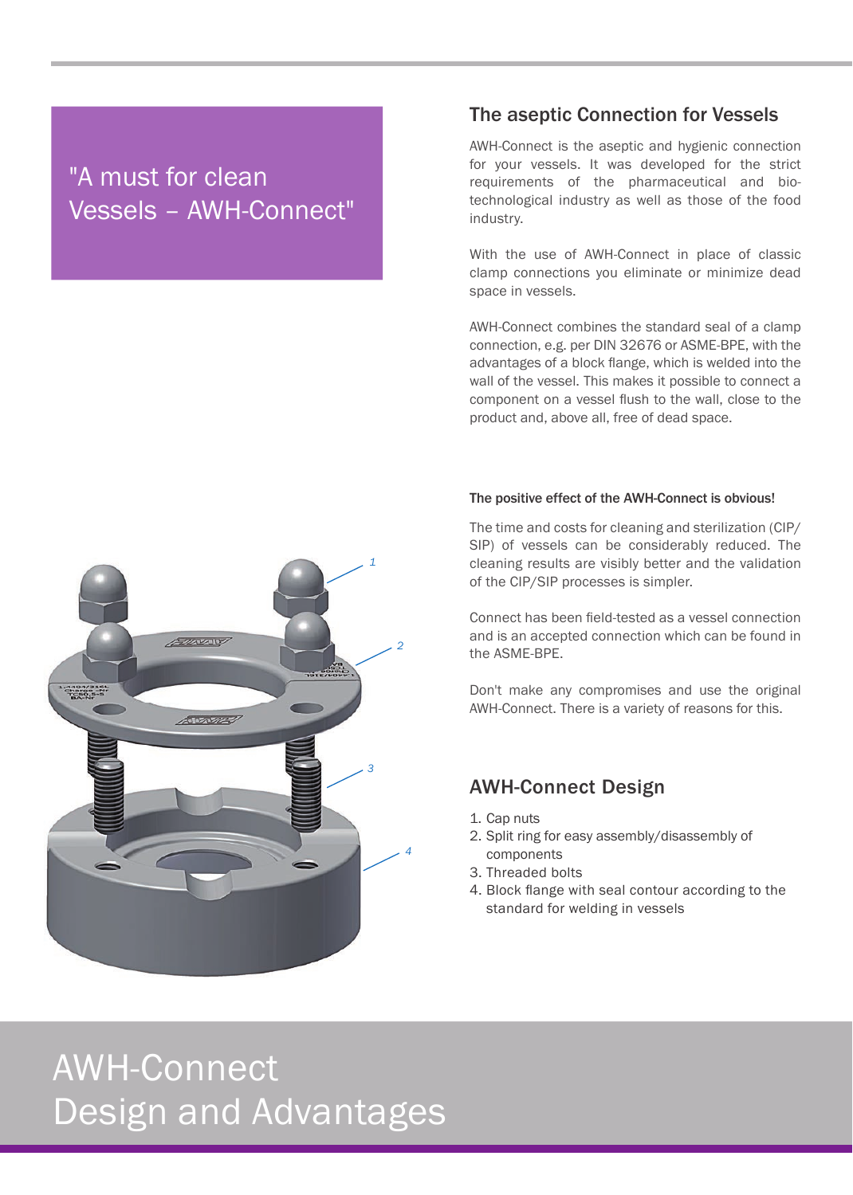"A must for clean Vessels – AWH-Connect"

## The aseptic Connection for Vessels

AWH-Connect is the aseptic and hygienic connection for your vessels. It was developed for the strict requirements of the pharmaceutical and bio-technological industry as well as those of the food industry.

With the use of AWH-Connect in place of classic clamp connections you eliminate or minimize dead space in vessels.

AWH-Connect combines the standard seal of a clamp connection, e.g. per DIN 32676 or ASME-BPE, with the advantages of a block flange, which is welded into the wall of the vessel. This makes it possible to connect a component on a vessel flush to the wall, close to the product and, above all, free of dead space.

**The positive effect of the AWH-Connect is obvious!**

The time and costs for cleaning and sterilization (CIP/SIP) of vessels can be considerably reduced. The cleaning results are visibly better and the validation of the CIP/SIP processes is simpler.

Connect has been field-tested as a vessel connection and is an accepted connection which can be found in the ASME-BPE.

Don't make any compromises and use the original AWH-Connect. There is a variety of reasons for this.

## AWH-Connect Design

1. Cap nuts
2. Split ring for easy assembly/disassembly of components
3. Threaded bolts
4. Block flange with seal contour according to the standard for welding in vessels

# AWH-Connect Design and Advantages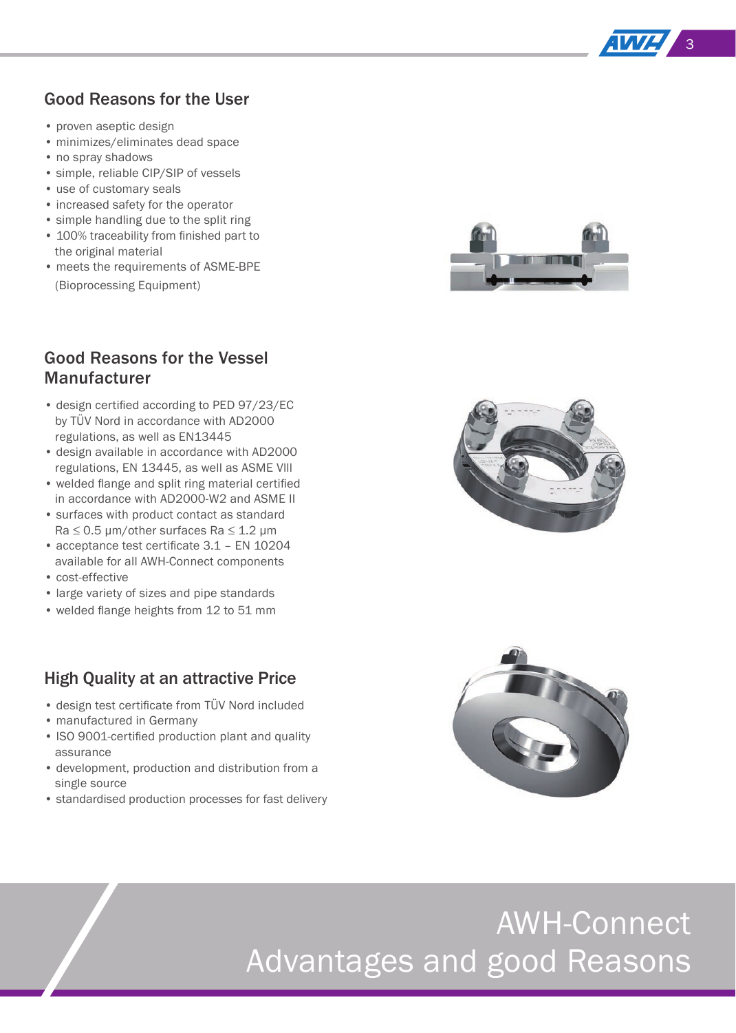## Good Reasons for the User

- proven aseptic design
- minimizes/eliminates dead space
- no spray shadows
- simple, reliable CIP/SIP of vessels
- use of customary seals
- increased safety for the operator
- simple handling due to the split ring
- 100% traceability from finished part to the original material
- meets the requirements of ASME-BPE (Bioprocessing Equipment)

## Good Reasons for the Vessel Manufacturer

- design certified according to PED 97/23/EC by TÜV Nord in accordance with AD2000 regulations, as well as EN13445
- design available in accordance with AD2000 regulations, EN 13445, as well as ASME VIII
- welded flange and split ring material certified in accordance with AD2000-W2 and ASME II
- surfaces with product contact as standard Ra ≤ 0.5 μm/other surfaces Ra ≤ 1.2 μm
- acceptance test certificate 3.1 – EN 10204 available for all AWH-Connect components
- cost-effective
- large variety of sizes and pipe standards
- welded flange heights from 12 to 51 mm

## High Quality at an attractive Price

- design test certificate from TÜV Nord included
- manufactured in Germany
- ISO 9001-certified production plant and quality assurance
- development, production and distribution from a single source
- standardised production processes for fast delivery

# AWH-Connect
# Advantages and good Reasons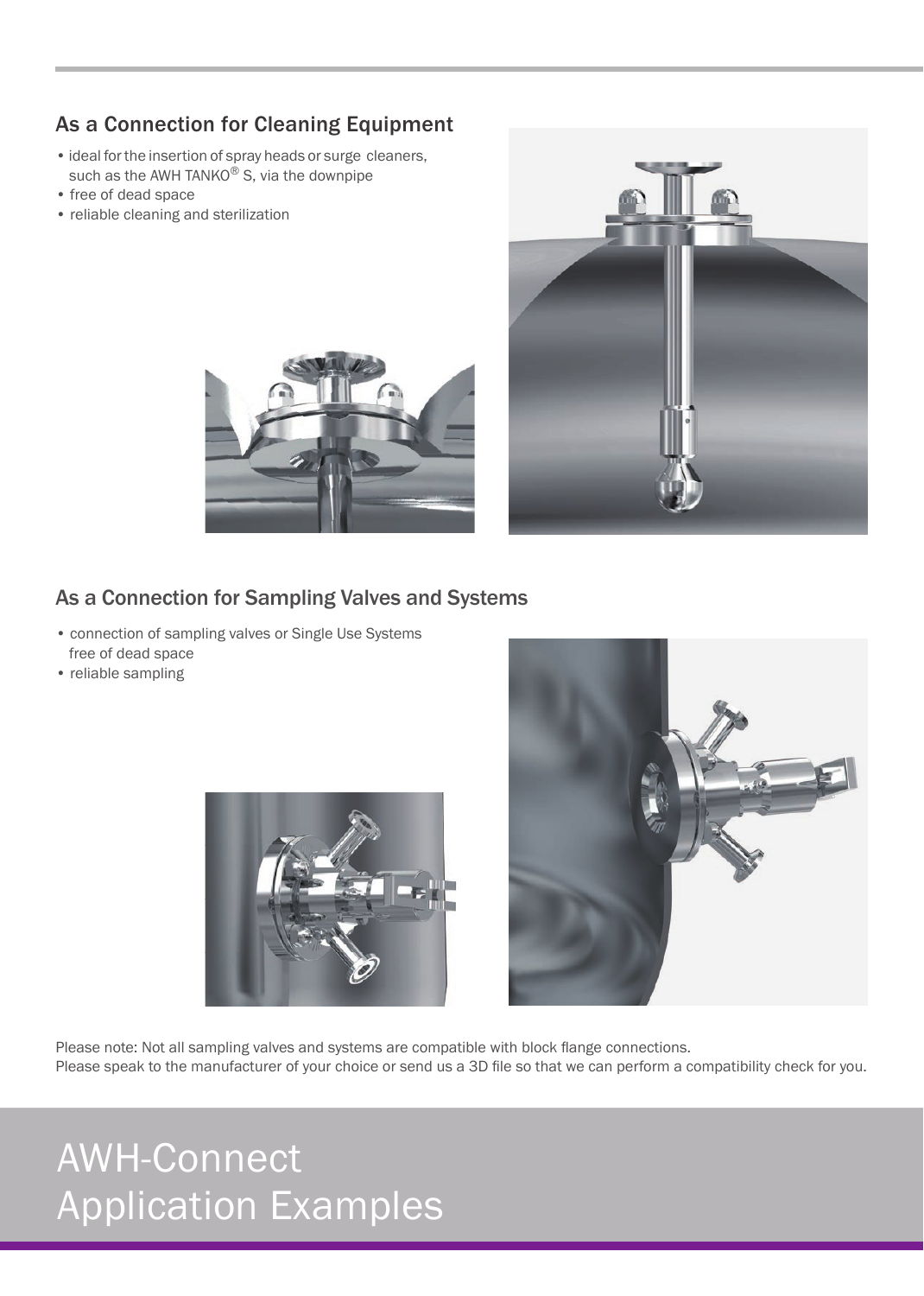## As a Connection for Cleaning Equipment

- ideal for the insertion of spray heads or surge cleaners, such as the AWH TANKO® S, via the downpipe
- free of dead space
- reliable cleaning and sterilization

## As a Connection for Sampling Valves and Systems

- connection of sampling valves or Single Use Systems free of dead space
- reliable sampling

Please note: Not all sampling valves and systems are compatible with block flange connections.
Please speak to the manufacturer of your choice or send us a 3D file so that we can perform a compatibility check for you.

# AWH-Connect Application Examples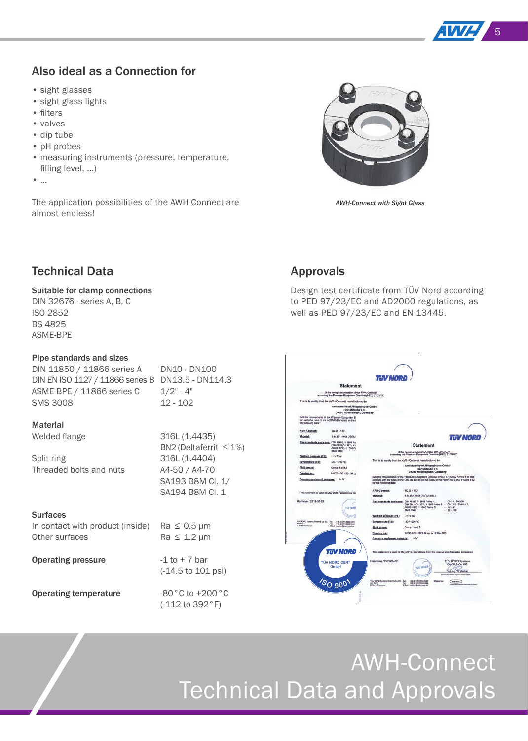## Also ideal as a Connection for

- sight glasses
- sight glass lights
- filters
- valves
- dip tube
- pH probes
- measuring instruments (pressure, temperature, filling level, ...)
- ...

The application possibilities of the AWH-Connect are almost endless!

*AWH-Connect with Sight Glass*

## Technical Data

**Suitable for clamp connections**
DIN 32676 - series A, B, C
ISO 2852
BS 4825
ASME-BPE

**Pipe standards and sizes**

| | |
|---|---|
| DIN 11850 / 11866 series A | DN10 - DN100 |
| DIN EN ISO 1127 / 11866 series B | DN13.5 - DN114.3 |
| ASME-BPE / 11866 series C | 1/2" - 4" |
| SMS 3008 | 12 - 102 |

**Material**

| | |
|---|---|
| Welded flange | 316L (1.4435) BN2 (Deltaferrit ≤ 1%) |
| Split ring | 316L (1.4404) |
| Threaded bolts and nuts | A4-50 / A4-70 SA193 B8M Cl. 1/ SA194 B8M Cl. 1 |

**Surfaces**

| | |
|---|---|
| In contact with product (inside) | Ra ≤ 0.5 µm |
| Other surfaces | Ra ≤ 1.2 µm |

| | |
|---|---|
| **Operating pressure** | -1 to + 7 bar (-14.5 to 101 psi) |
| **Operating temperature** | -80 °C to +200 °C (-112 to 392 °F) |

## Approvals

Design test certificate from TÜV Nord according to PED 97/23/EC and AD2000 regulations, as well as PED 97/23/EC and EN 13445.

# AWH-Connect
# Technical Data and Approvals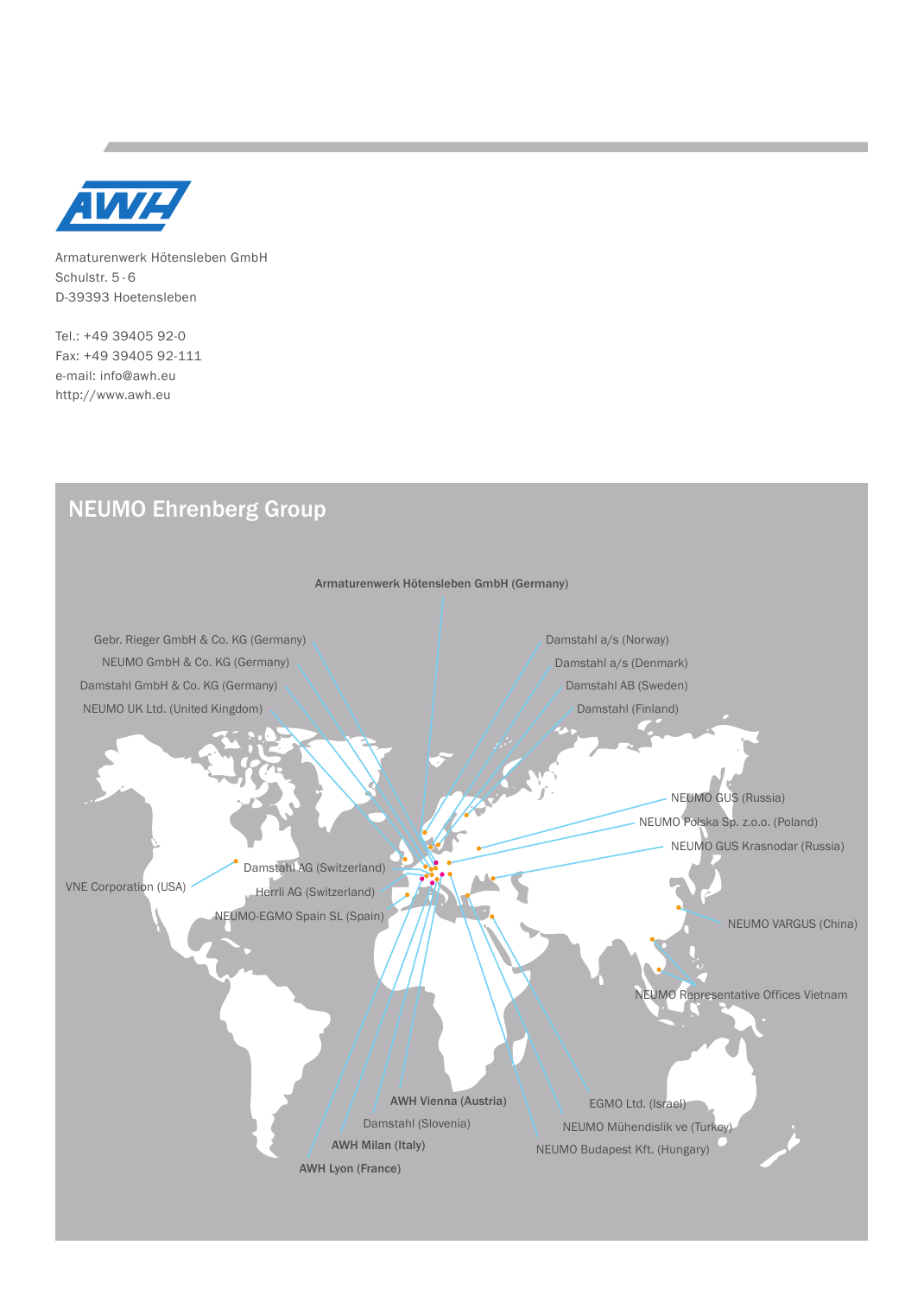Armaturenwerk Hötensleben GmbH
Schulstr. 5 - 6
D-39393 Hoetensleben

Tel.: +49 39405 92-0
Fax: +49 39405 92-111
e-mail: info@awh.eu
http://www.awh.eu

## NEUMO Ehrenberg Group

**Armaturenwerk Hötensleben GmbH (Germany)**

Gebr. Rieger GmbH & Co. KG (Germany)
NEUMO GmbH & Co. KG (Germany)
Damstahl GmbH & Co. KG (Germany)
NEUMO UK Ltd. (United Kingdom)

Damstahl a/s (Norway)
Damstahl a/s (Denmark)
Damstahl AB (Sweden)
Damstahl (Finland)

NEUMO GUS (Russia)
NEUMO Polska Sp. z.o.o. (Poland)
NEUMO GUS Krasnodar (Russia)

Damstahl AG (Switzerland)
VNE Corporation (USA)
Herrli AG (Switzerland)
NEUMO-EGMO Spain SL (Spain)

NEUMO VARGUS (China)
NEUMO Representative Offices Vietnam

**AWH Vienna (Austria)**
Damstahl (Slovenia)
**AWH Milan (Italy)**
**AWH Lyon (France)**

EGMO Ltd. (Israel)
NEUMO Mühendislik ve (Turkey)
NEUMO Budapest Kft. (Hungary)